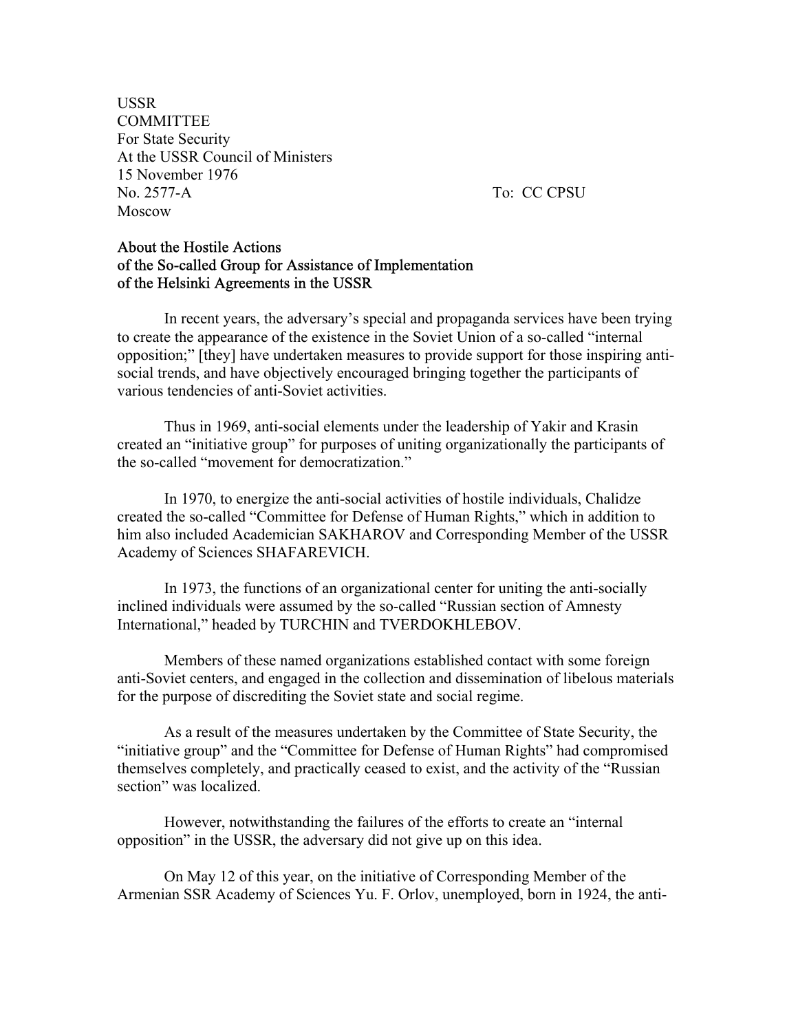USSR
COMMITTEE
For State Security
At the USSR Council of Ministers
15 November 1976
No. 2577-A
Moscow

To: CC CPSU

## About the Hostile Actions of the So-called Group for Assistance of Implementation of the Helsinki Agreements in the USSR

In recent years, the adversary's special and propaganda services have been trying to create the appearance of the existence in the Soviet Union of a so-called "internal opposition;" [they] have undertaken measures to provide support for those inspiring anti-social trends, and have objectively encouraged bringing together the participants of various tendencies of anti-Soviet activities.

Thus in 1969, anti-social elements under the leadership of Yakir and Krasin created an "initiative group" for purposes of uniting organizationally the participants of the so-called "movement for democratization."

In 1970, to energize the anti-social activities of hostile individuals, Chalidze created the so-called "Committee for Defense of Human Rights," which in addition to him also included Academician SAKHAROV and Corresponding Member of the USSR Academy of Sciences SHAFAREVICH.

In 1973, the functions of an organizational center for uniting the anti-socially inclined individuals were assumed by the so-called "Russian section of Amnesty International," headed by TURCHIN and TVERDOKHLEBOV.

Members of these named organizations established contact with some foreign anti-Soviet centers, and engaged in the collection and dissemination of libelous materials for the purpose of discrediting the Soviet state and social regime.

As a result of the measures undertaken by the Committee of State Security, the "initiative group" and the "Committee for Defense of Human Rights" had compromised themselves completely, and practically ceased to exist, and the activity of the "Russian section" was localized.

However, notwithstanding the failures of the efforts to create an "internal opposition" in the USSR, the adversary did not give up on this idea.

On May 12 of this year, on the initiative of Corresponding Member of the Armenian SSR Academy of Sciences Yu. F. Orlov, unemployed, born in 1924, the anti-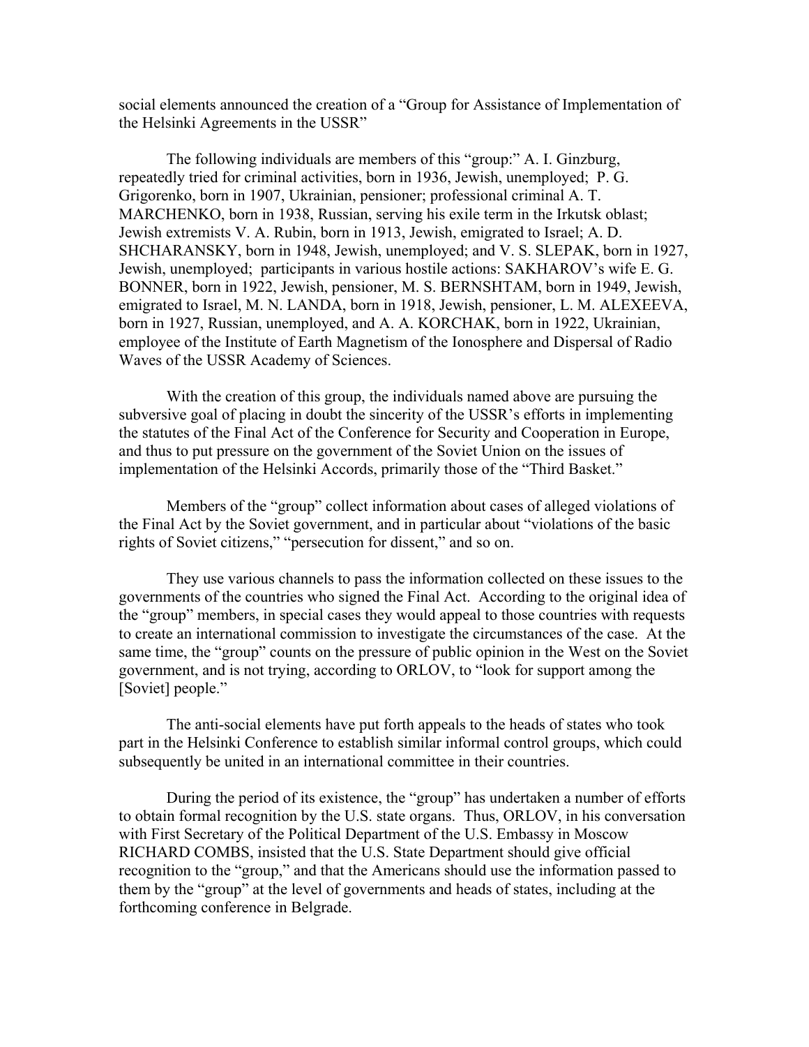social elements announced the creation of a "Group for Assistance of Implementation of the Helsinki Agreements in the USSR"

The following individuals are members of this "group:" A. I. Ginzburg, repeatedly tried for criminal activities, born in 1936, Jewish, unemployed; P. G. Grigorenko, born in 1907, Ukrainian, pensioner; professional criminal A. T. MARCHENKO, born in 1938, Russian, serving his exile term in the Irkutsk oblast; Jewish extremists V. A. Rubin, born in 1913, Jewish, emigrated to Israel; A. D. SHCHARANSKY, born in 1948, Jewish, unemployed; and V. S. SLEPAK, born in 1927, Jewish, unemployed; participants in various hostile actions: SAKHAROV's wife E. G. BONNER, born in 1922, Jewish, pensioner, M. S. BERNSHTAM, born in 1949, Jewish, emigrated to Israel, M. N. LANDA, born in 1918, Jewish, pensioner, L. M. ALEXEEVA, born in 1927, Russian, unemployed, and A. A. KORCHAK, born in 1922, Ukrainian, employee of the Institute of Earth Magnetism of the Ionosphere and Dispersal of Radio Waves of the USSR Academy of Sciences.

With the creation of this group, the individuals named above are pursuing the subversive goal of placing in doubt the sincerity of the USSR's efforts in implementing the statutes of the Final Act of the Conference for Security and Cooperation in Europe, and thus to put pressure on the government of the Soviet Union on the issues of implementation of the Helsinki Accords, primarily those of the "Third Basket."

Members of the "group" collect information about cases of alleged violations of the Final Act by the Soviet government, and in particular about "violations of the basic rights of Soviet citizens," "persecution for dissent," and so on.

They use various channels to pass the information collected on these issues to the governments of the countries who signed the Final Act. According to the original idea of the "group" members, in special cases they would appeal to those countries with requests to create an international commission to investigate the circumstances of the case. At the same time, the "group" counts on the pressure of public opinion in the West on the Soviet government, and is not trying, according to ORLOV, to "look for support among the [Soviet] people."

The anti-social elements have put forth appeals to the heads of states who took part in the Helsinki Conference to establish similar informal control groups, which could subsequently be united in an international committee in their countries.

During the period of its existence, the "group" has undertaken a number of efforts to obtain formal recognition by the U.S. state organs. Thus, ORLOV, in his conversation with First Secretary of the Political Department of the U.S. Embassy in Moscow RICHARD COMBS, insisted that the U.S. State Department should give official recognition to the "group," and that the Americans should use the information passed to them by the "group" at the level of governments and heads of states, including at the forthcoming conference in Belgrade.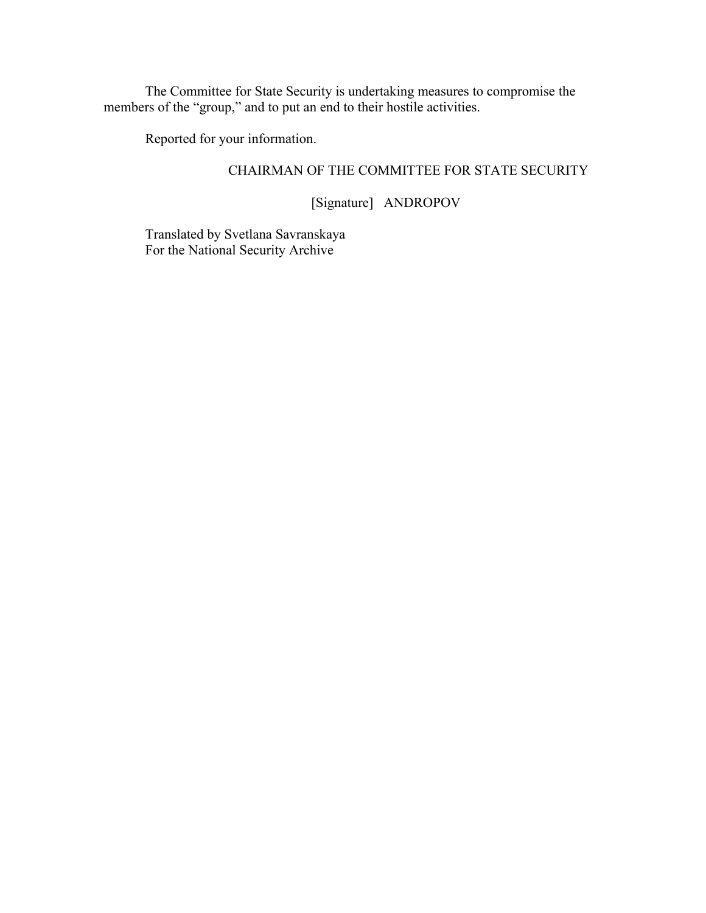The Committee for State Security is undertaking measures to compromise the members of the "group," and to put an end to their hostile activities.

Reported for your information.

CHAIRMAN OF THE COMMITTEE FOR STATE SECURITY

[Signature] ANDROPOV

Translated by Svetlana Savranskaya
For the National Security Archive